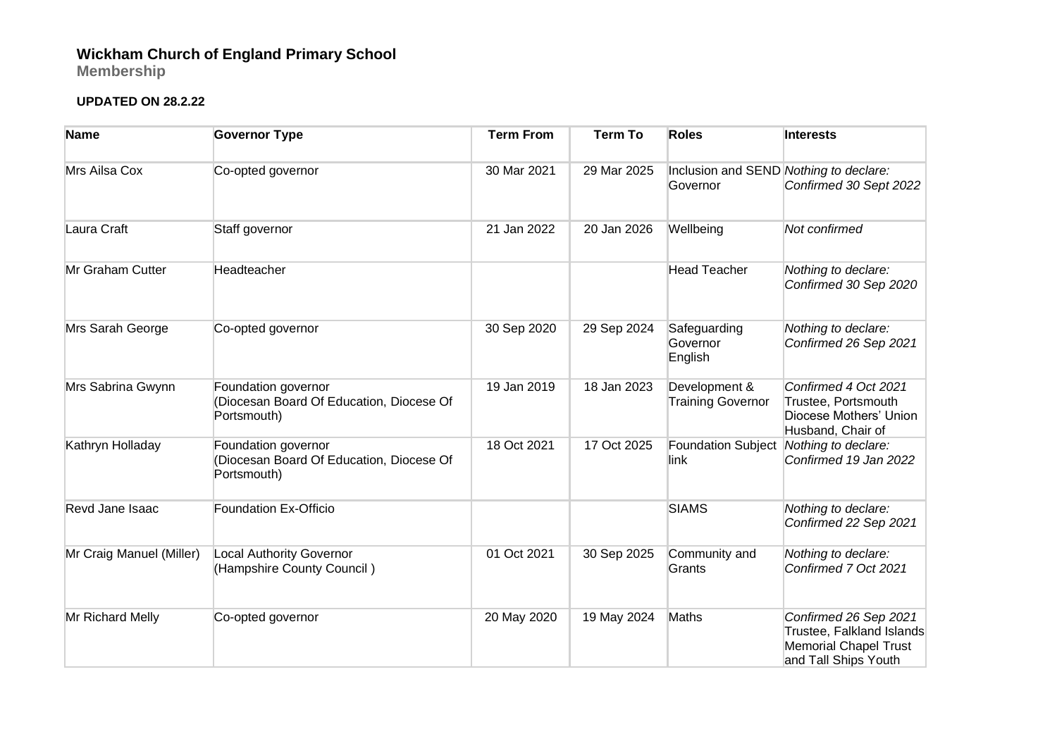# Wickham Church of England Primary School

**Membership**

**UPDATED ON 28.2.22**

| Name | Governor Type | Term From | Term To | Roles | Interests |
|---|---|---|---|---|---|
| Mrs Ailsa Cox | Co-opted governor | 30 Mar 2021 | 29 Mar 2025 | Inclusion and SEND Governor | *Nothing to declare: Confirmed 30 Sept 2022* |
| Laura Craft | Staff governor | 21 Jan 2022 | 20 Jan 2026 | Wellbeing | *Not confirmed* |
| Mr Graham Cutter | Headteacher | | | Head Teacher | *Nothing to declare: Confirmed 30 Sep 2020* |
| Mrs Sarah George | Co-opted governor | 30 Sep 2020 | 29 Sep 2024 | Safeguarding Governor English | *Nothing to declare: Confirmed 26 Sep 2021* |
| Mrs Sabrina Gwynn | Foundation governor (Diocesan Board Of Education, Diocese Of Portsmouth) | 19 Jan 2019 | 18 Jan 2023 | Development & Training Governor | *Confirmed 4 Oct 2021* Trustee, Portsmouth Diocese Mothers' Union Husband, Chair of |
| Kathryn Holladay | Foundation governor (Diocesan Board Of Education, Diocese Of Portsmouth) | 18 Oct 2021 | 17 Oct 2025 | Foundation Subject link | *Nothing to declare: Confirmed 19 Jan 2022* |
| Revd Jane Isaac | Foundation Ex-Officio | | | SIAMS | *Nothing to declare: Confirmed 22 Sep 2021* |
| Mr Craig Manuel (Miller) | Local Authority Governor (Hampshire County Council ) | 01 Oct 2021 | 30 Sep 2025 | Community and Grants | *Nothing to declare: Confirmed 7 Oct 2021* |
| Mr Richard Melly | Co-opted governor | 20 May 2020 | 19 May 2024 | Maths | *Confirmed 26 Sep 2021* Trustee, Falkland Islands Memorial Chapel Trust and Tall Ships Youth |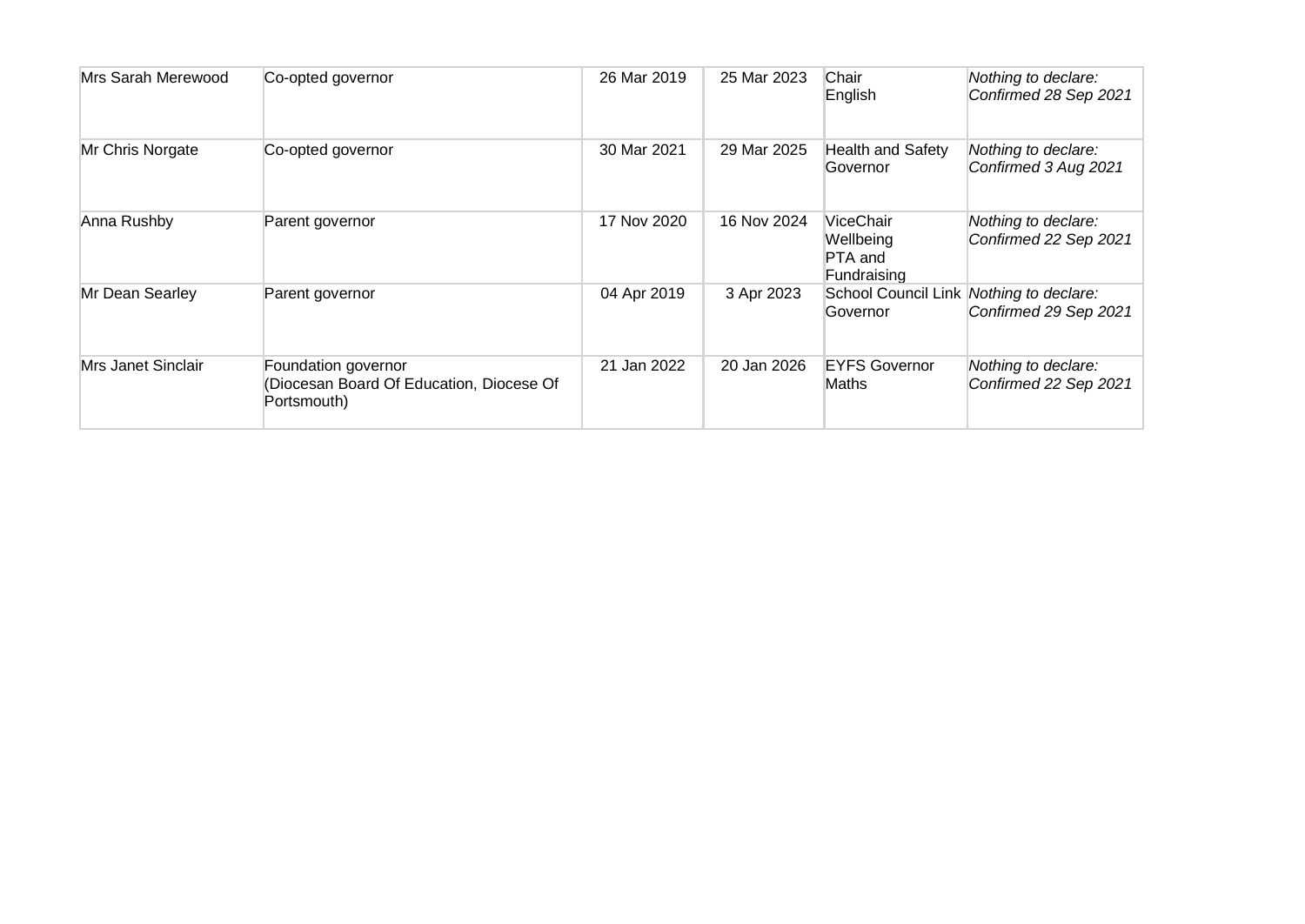| | | | | | |
|---|---|---|---|---|---|
| Mrs Sarah Merewood | Co-opted governor | 26 Mar 2019 | 25 Mar 2023 | Chair<br>English | *Nothing to declare: Confirmed 28 Sep 2021* |
| Mr Chris Norgate | Co-opted governor | 30 Mar 2021 | 29 Mar 2025 | Health and Safety Governor | *Nothing to declare: Confirmed 3 Aug 2021* |
| Anna Rushby | Parent governor | 17 Nov 2020 | 16 Nov 2024 | ViceChair<br>Wellbeing<br>PTA and Fundraising | *Nothing to declare: Confirmed 22 Sep 2021* |
| Mr Dean Searley | Parent governor | 04 Apr 2019 | 3 Apr 2023 | School Council Link Governor | *Nothing to declare: Confirmed 29 Sep 2021* |
| Mrs Janet Sinclair | Foundation governor (Diocesan Board Of Education, Diocese Of Portsmouth) | 21 Jan 2022 | 20 Jan 2026 | EYFS Governor<br>Maths | *Nothing to declare: Confirmed 22 Sep 2021* |